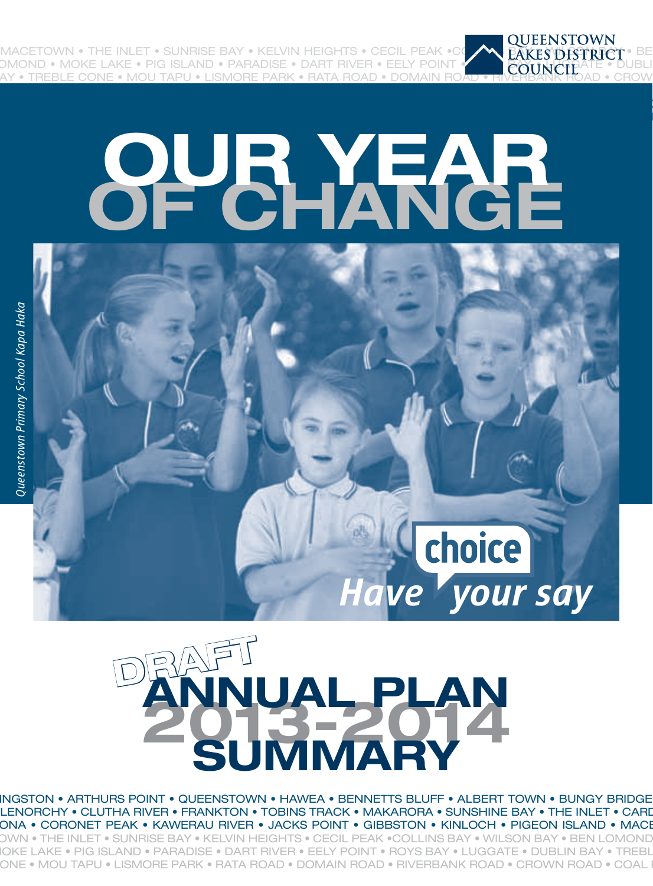MACETOWN • THE INLET • SUNRISE BAY • KELVIN HEIGHTS • CECIL PEAK • COLLINS BAY • WILSON BAY • BEN LOMOND • MOKE LAKE • PIG ISLAND • PARADISE • DART RIVER • EELY POINT • ROYS BAY • LUGGATE • DUBLIN BAY • TREBLE CONE • MOU TAPU • LISMORE PARK • RATA ROAD • DOMAIN ROAD • RIVERBANK ROAD • CROWN ROAD

QUEENSTOWN LAKES DISTRICT COUNCIL

# OUR YEAR OF CHANGE

*Queenstown Primary School Kapa Haka*

choice

*Have your say*

# DRAFT ANNUAL PLAN 2013-2014 SUMMARY

KINGSTON • ARTHURS POINT • QUEENSTOWN • HAWEA • BENNETTS BLUFF • ALBERT TOWN • BUNGY BRIDGE • GLENORCHY • CLUTHA RIVER • FRANKTON • TOBINS TRACK • MAKARORA • SUNSHINE BAY • THE INLET • CARDRONA • CORONET PEAK • KAWERAU RIVER • JACKS POINT • GIBBSTON • KINLOCH • PIGEON ISLAND • MACETOWN • THE INLET • SUNRISE BAY • KELVIN HEIGHTS • CECIL PEAK • COLLINS BAY • WILSON BAY • BEN LOMOND • MOKE LAKE • PIG ISLAND • PARADISE • DART RIVER • EELY POINT • ROYS BAY • LUGGATE • DUBLIN BAY • TREBLE CONE • MOU TAPU • LISMORE PARK • RATA ROAD • DOMAIN ROAD • RIVERBANK ROAD • CROWN ROAD • COAL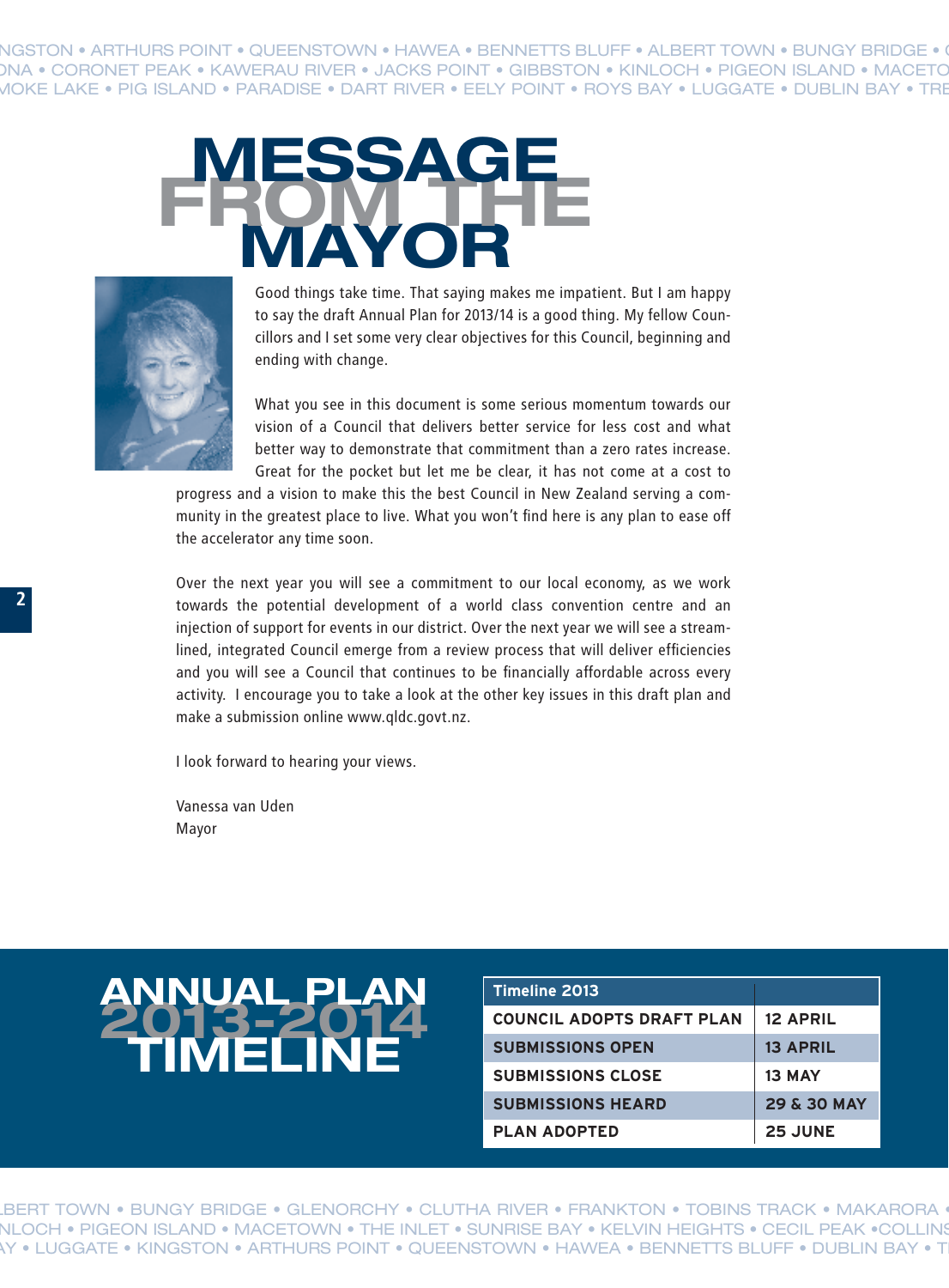# MESSAGE FROM THE MAYOR

Good things take time. That saying makes me impatient. But I am happy to say the draft Annual Plan for 2013/14 is a good thing. My fellow Councillors and I set some very clear objectives for this Council, beginning and ending with change.

What you see in this document is some serious momentum towards our vision of a Council that delivers better service for less cost and what better way to demonstrate that commitment than a zero rates increase. Great for the pocket but let me be clear, it has not come at a cost to progress and a vision to make this the best Council in New Zealand serving a community in the greatest place to live. What you won't find here is any plan to ease off the accelerator any time soon.

Over the next year you will see a commitment to our local economy, as we work towards the potential development of a world class convention centre and an injection of support for events in our district. Over the next year we will see a streamlined, integrated Council emerge from a review process that will deliver efficiencies and you will see a Council that continues to be financially affordable across every activity. I encourage you to take a look at the other key issues in this draft plan and make a submission online www.qldc.govt.nz.

I look forward to hearing your views.

Vanessa van Uden
Mayor

# ANNUAL PLAN 2013-2014 TIMELINE

| Timeline 2013 | |
|---|---|
| COUNCIL ADOPTS DRAFT PLAN | 12 APRIL |
| SUBMISSIONS OPEN | 13 APRIL |
| SUBMISSIONS CLOSE | 13 MAY |
| SUBMISSIONS HEARD | 29 & 30 MAY |
| PLAN ADOPTED | 25 JUNE |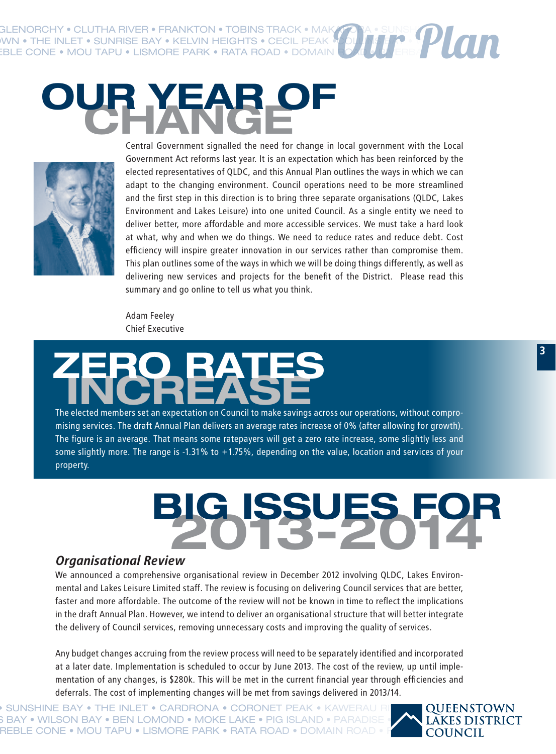# OUR YEAR OF CHANGE

Central Government signalled the need for change in local government with the Local Government Act reforms last year. It is an expectation which has been reinforced by the elected representatives of QLDC, and this Annual Plan outlines the ways in which we can adapt to the changing environment. Council operations need to be more streamlined and the first step in this direction is to bring three separate organisations (QLDC, Lakes Environment and Lakes Leisure) into one united Council. As a single entity we need to deliver better, more affordable and more accessible services. We must take a hard look at what, why and when we do things. We need to reduce rates and reduce debt. Cost efficiency will inspire greater innovation in our services rather than compromise them. This plan outlines some of the ways in which we will be doing things differently, as well as delivering new services and projects for the benefit of the District. Please read this summary and go online to tell us what you think.

Adam Feeley
Chief Executive

# ZERO RATES INCREASE

The elected members set an expectation on Council to make savings across our operations, without compromising services. The draft Annual Plan delivers an average rates increase of 0% (after allowing for growth). The figure is an average. That means some ratepayers will get a zero rate increase, some slightly less and some slightly more. The range is -1.31% to +1.75%, depending on the value, location and services of your property.

# BIG ISSUES FOR 2013-2014

## *Organisational Review*

We announced a comprehensive organisational review in December 2012 involving QLDC, Lakes Environmental and Lakes Leisure Limited staff. The review is focusing on delivering Council services that are better, faster and more affordable. The outcome of the review will not be known in time to reflect the implications in the draft Annual Plan. However, we intend to deliver an organisational structure that will better integrate the delivery of Council services, removing unnecessary costs and improving the quality of services.

Any budget changes accruing from the review process will need to be separately identified and incorporated at a later date. Implementation is scheduled to occur by June 2013. The cost of the review, up until implementation of any changes, is $280k. This will be met in the current financial year through efficiencies and deferrals. The cost of implementing changes will be met from savings delivered in 2013/14.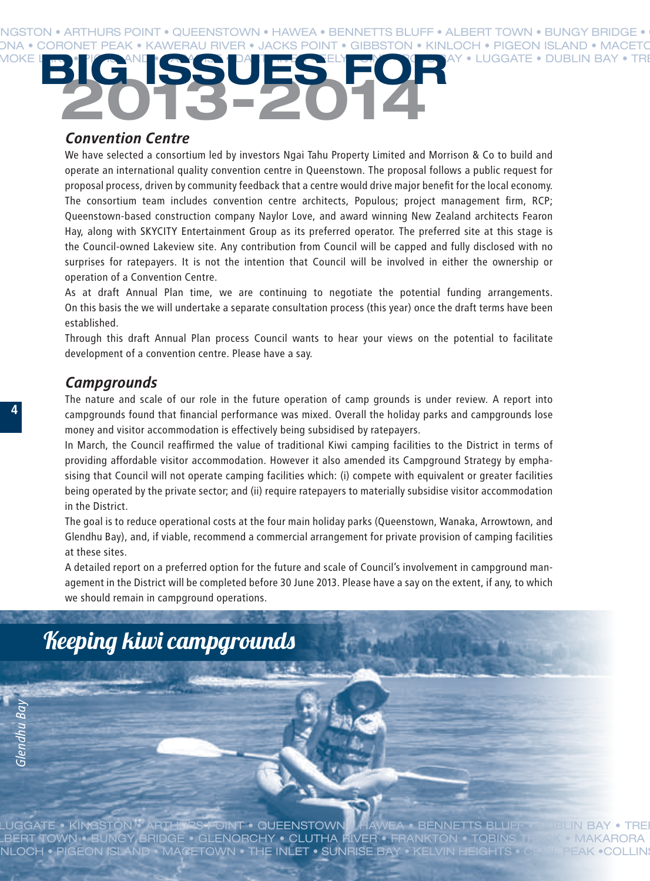# BIG ISSUES FOR 2013-2014

### *Convention Centre*

We have selected a consortium led by investors Ngai Tahu Property Limited and Morrison & Co to build and operate an international quality convention centre in Queenstown. The proposal follows a public request for proposal process, driven by community feedback that a centre would drive major benefit for the local economy. The consortium team includes convention centre architects, Populous; project management firm, RCP; Queenstown-based construction company Naylor Love, and award winning New Zealand architects Fearon Hay, along with SKYCITY Entertainment Group as its preferred operator. The preferred site at this stage is the Council-owned Lakeview site. Any contribution from Council will be capped and fully disclosed with no surprises for ratepayers. It is not the intention that Council will be involved in either the ownership or operation of a Convention Centre.

As at draft Annual Plan time, we are continuing to negotiate the potential funding arrangements. On this basis the we will undertake a separate consultation process (this year) once the draft terms have been established.

Through this draft Annual Plan process Council wants to hear your views on the potential to facilitate development of a convention centre. Please have a say.

### *Campgrounds*

The nature and scale of our role in the future operation of camp grounds is under review. A report into campgrounds found that financial performance was mixed. Overall the holiday parks and campgrounds lose money and visitor accommodation is effectively being subsidised by ratepayers.

In March, the Council reaffirmed the value of traditional Kiwi camping facilities to the District in terms of providing affordable visitor accommodation. However it also amended its Campground Strategy by emphasising that Council will not operate camping facilities which: (i) compete with equivalent or greater facilities being operated by the private sector; and (ii) require ratepayers to materially subsidise visitor accommodation in the District.

The goal is to reduce operational costs at the four main holiday parks (Queenstown, Wanaka, Arrowtown, and Glendhu Bay), and, if viable, recommend a commercial arrangement for private provision of camping facilities at these sites.

A detailed report on a preferred option for the future and scale of Council's involvement in campground management in the District will be completed before 30 June 2013. Please have a say on the extent, if any, to which we should remain in campground operations.

*Keeping kiwi campgrounds*

*Glendhu Bay*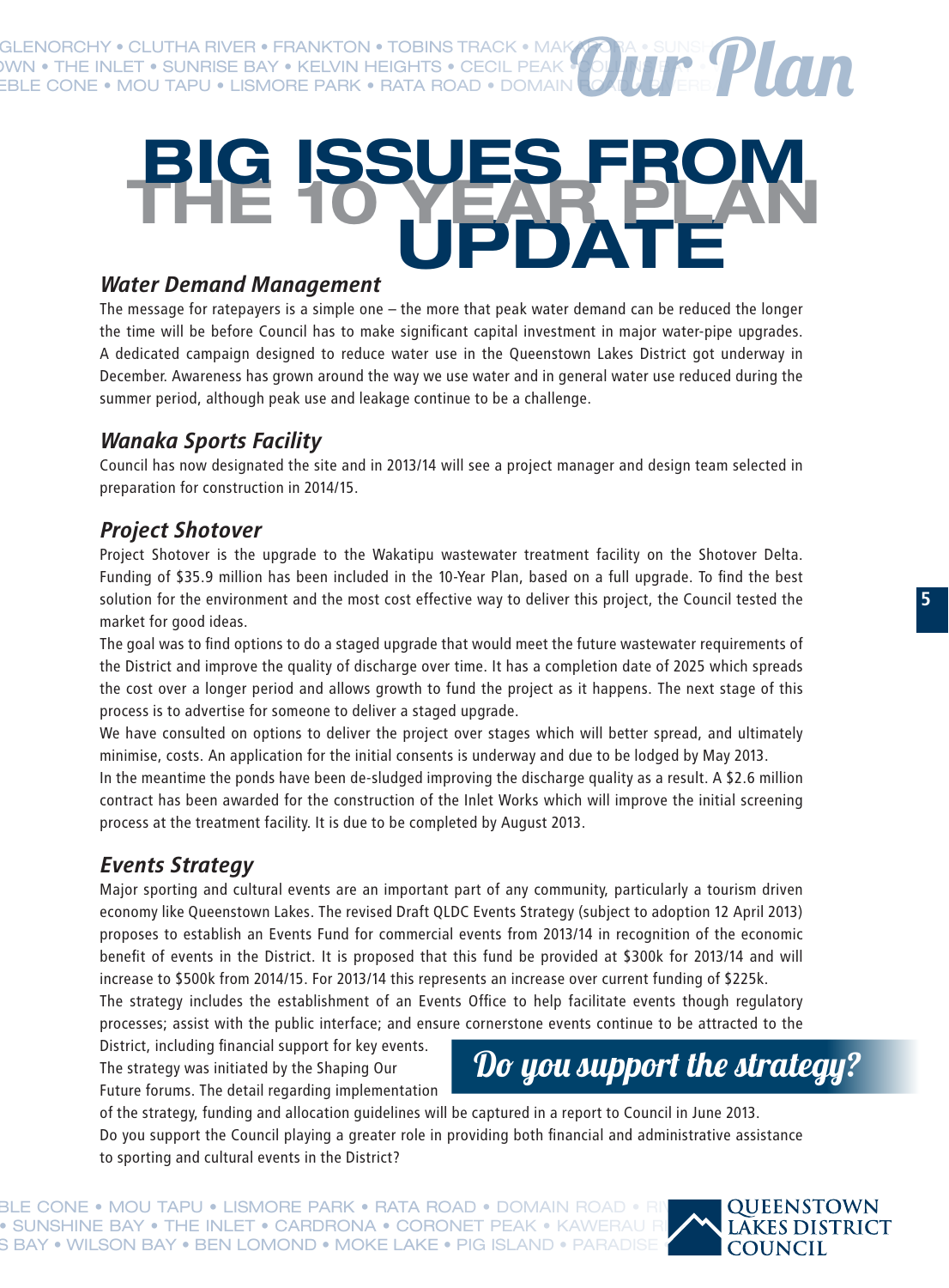# BIG ISSUES FROM THE 10 YEAR PLAN UPDATE

### *Water Demand Management*

The message for ratepayers is a simple one – the more that peak water demand can be reduced the longer the time will be before Council has to make significant capital investment in major water-pipe upgrades. A dedicated campaign designed to reduce water use in the Queenstown Lakes District got underway in December. Awareness has grown around the way we use water and in general water use reduced during the summer period, although peak use and leakage continue to be a challenge.

### *Wanaka Sports Facility*

Council has now designated the site and in 2013/14 will see a project manager and design team selected in preparation for construction in 2014/15.

### *Project Shotover*

Project Shotover is the upgrade to the Wakatipu wastewater treatment facility on the Shotover Delta. Funding of $35.9 million has been included in the 10-Year Plan, based on a full upgrade. To find the best solution for the environment and the most cost effective way to deliver this project, the Council tested the market for good ideas.

The goal was to find options to do a staged upgrade that would meet the future wastewater requirements of the District and improve the quality of discharge over time. It has a completion date of 2025 which spreads the cost over a longer period and allows growth to fund the project as it happens. The next stage of this process is to advertise for someone to deliver a staged upgrade.

We have consulted on options to deliver the project over stages which will better spread, and ultimately minimise, costs. An application for the initial consents is underway and due to be lodged by May 2013.

In the meantime the ponds have been de-sludged improving the discharge quality as a result. A $2.6 million contract has been awarded for the construction of the Inlet Works which will improve the initial screening process at the treatment facility. It is due to be completed by August 2013.

### *Events Strategy*

Major sporting and cultural events are an important part of any community, particularly a tourism driven economy like Queenstown Lakes. The revised Draft QLDC Events Strategy (subject to adoption 12 April 2013) proposes to establish an Events Fund for commercial events from 2013/14 in recognition of the economic benefit of events in the District. It is proposed that this fund be provided at $300k for 2013/14 and will increase to $500k from 2014/15. For 2013/14 this represents an increase over current funding of $225k.

The strategy includes the establishment of an Events Office to help facilitate events though regulatory processes; assist with the public interface; and ensure cornerstone events continue to be attracted to the District, including financial support for key events.

The strategy was initiated by the Shaping Our Future forums. The detail regarding implementation of the strategy, funding and allocation guidelines will be captured in a report to Council in June 2013.

Do you support the Council playing a greater role in providing both financial and administrative assistance to sporting and cultural events in the District?

**Do you support the strategy?**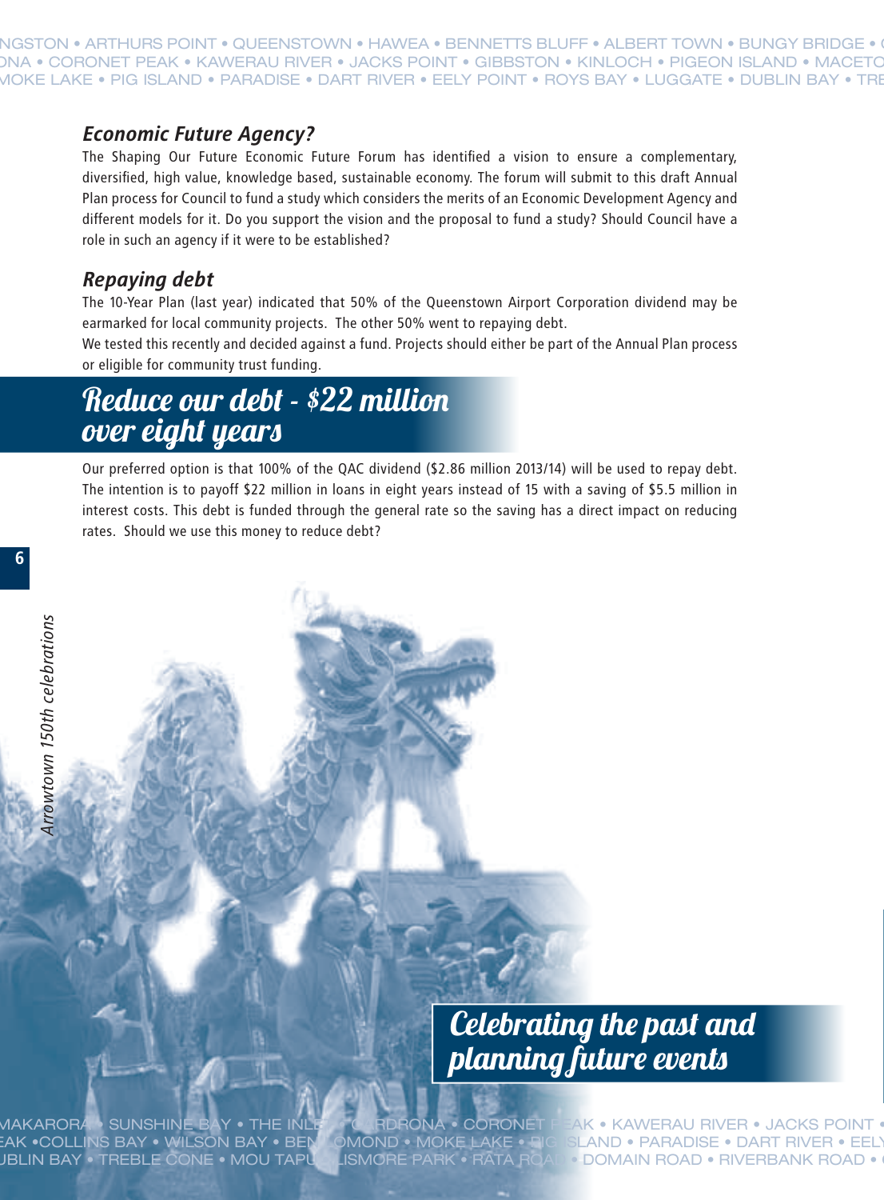### *Economic Future Agency?*

The Shaping Our Future Economic Future Forum has identified a vision to ensure a complementary, diversified, high value, knowledge based, sustainable economy. The forum will submit to this draft Annual Plan process for Council to fund a study which considers the merits of an Economic Development Agency and different models for it. Do you support the vision and the proposal to fund a study? Should Council have a role in such an agency if it were to be established?

### *Repaying debt*

The 10-Year Plan (last year) indicated that 50% of the Queenstown Airport Corporation dividend may be earmarked for local community projects. The other 50% went to repaying debt.

We tested this recently and decided against a fund. Projects should either be part of the Annual Plan process or eligible for community trust funding.

## Reduce our debt - $22 million over eight years

Our preferred option is that 100% of the QAC dividend ($2.86 million 2013/14) will be used to repay debt. The intention is to payoff $22 million in loans in eight years instead of 15 with a saving of $5.5 million in interest costs. This debt is funded through the general rate so the saving has a direct impact on reducing rates. Should we use this money to reduce debt?

*Arrowtown 150th celebrations*

## Celebrating the past and planning future events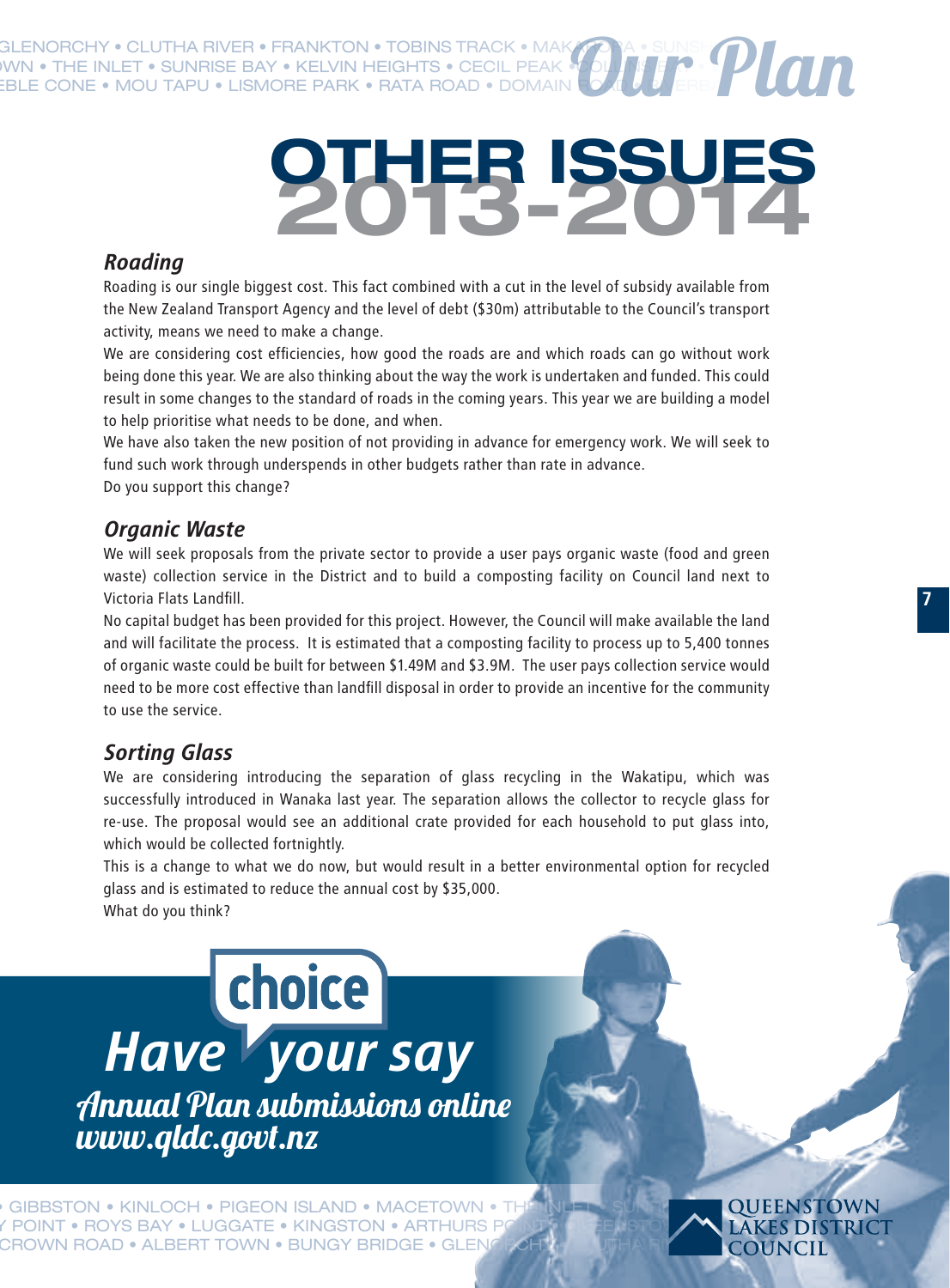# OTHER ISSUES 2013-2014

### *Roading*

Roading is our single biggest cost. This fact combined with a cut in the level of subsidy available from the New Zealand Transport Agency and the level of debt ($30m) attributable to the Council's transport activity, means we need to make a change.

We are considering cost efficiencies, how good the roads are and which roads can go without work being done this year. We are also thinking about the way the work is undertaken and funded. This could result in some changes to the standard of roads in the coming years. This year we are building a model to help prioritise what needs to be done, and when.

We have also taken the new position of not providing in advance for emergency work. We will seek to fund such work through underspends in other budgets rather than rate in advance.

Do you support this change?

### *Organic Waste*

We will seek proposals from the private sector to provide a user pays organic waste (food and green waste) collection service in the District and to build a composting facility on Council land next to Victoria Flats Landfill.

No capital budget has been provided for this project. However, the Council will make available the land and will facilitate the process. It is estimated that a composting facility to process up to 5,400 tonnes of organic waste could be built for between $1.49M and $3.9M. The user pays collection service would need to be more cost effective than landfill disposal in order to provide an incentive for the community to use the service.

### *Sorting Glass*

We are considering introducing the separation of glass recycling in the Wakatipu, which was successfully introduced in Wanaka last year. The separation allows the collector to recycle glass for re-use. The proposal would see an additional crate provided for each household to put glass into, which would be collected fortnightly.

This is a change to what we do now, but would result in a better environmental option for recycled glass and is estimated to reduce the annual cost by $35,000.

What do you think?

**choice**

***Have your say***

*Annual Plan submissions online*
*www.qldc.govt.nz*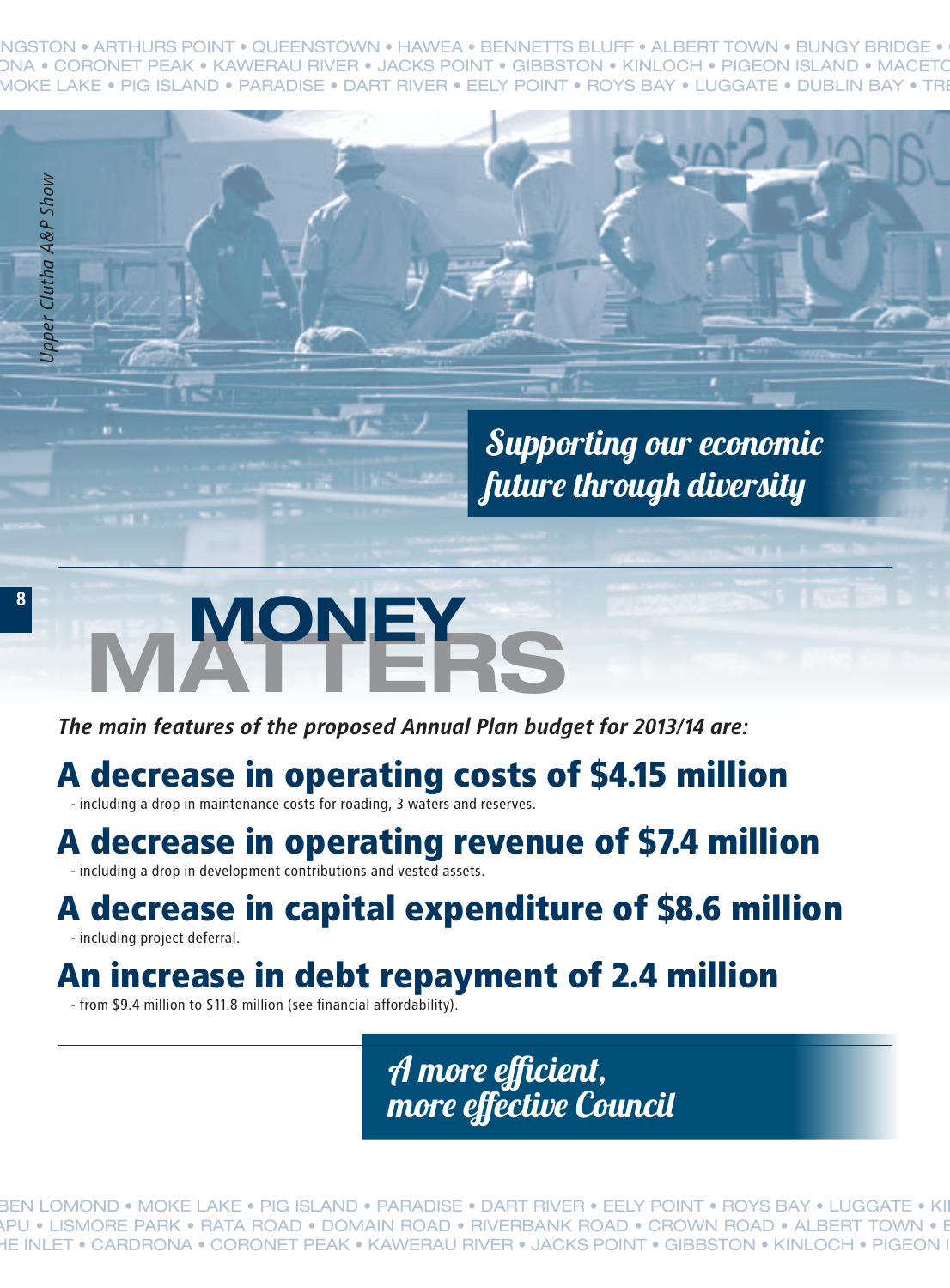*Upper Clutha A&P Show*

*Supporting our economic future through diversity*

# MONEY MATTERS

***The main features of the proposed Annual Plan budget for 2013/14 are:***

## A decrease in operating costs of $4.15 million

- including a drop in maintenance costs for roading, 3 waters and reserves.

## A decrease in operating revenue of $7.4 million

- including a drop in development contributions and vested assets.

## A decrease in capital expenditure of $8.6 million

- including project deferral.

## An increase in debt repayment of 2.4 million

- from $9.4 million to $11.8 million (see financial affordability).

*A more efficient, more effective Council*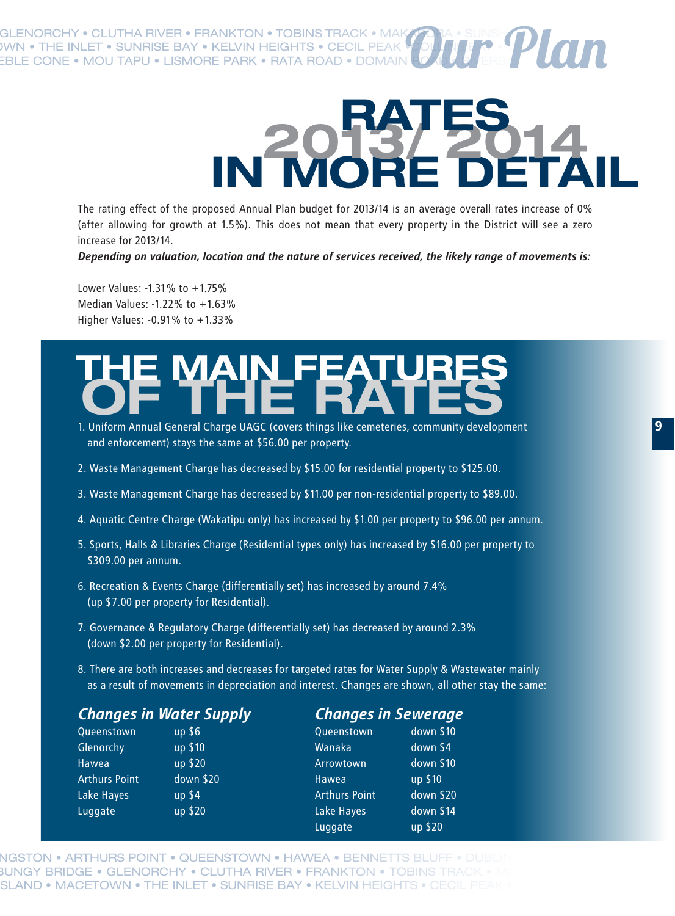# RATES 2013/2014 IN MORE DETAIL

The rating effect of the proposed Annual Plan budget for 2013/14 is an average overall rates increase of 0% (after allowing for growth at 1.5%). This does not mean that every property in the District will see a zero increase for 2013/14.

***Depending on valuation, location and the nature of services received, the likely range of movements is:***

Lower Values: -1.31% to +1.75%
Median Values: -1.22% to +1.63%
Higher Values: -0.91% to +1.33%

# THE MAIN FEATURES OF THE RATES

1. Uniform Annual General Charge UAGC (covers things like cemeteries, community development and enforcement) stays the same at $56.00 per property.
2. Waste Management Charge has decreased by $15.00 for residential property to $125.00.
3. Waste Management Charge has decreased by $11.00 per non-residential property to $89.00.
4. Aquatic Centre Charge (Wakatipu only) has increased by $1.00 per property to $96.00 per annum.
5. Sports, Halls & Libraries Charge (Residential types only) has increased by $16.00 per property to $309.00 per annum.
6. Recreation & Events Charge (differentially set) has increased by around 7.4% (up $7.00 per property for Residential).
7. Governance & Regulatory Charge (differentially set) has decreased by around 2.3% (down $2.00 per property for Residential).
8. There are both increases and decreases for targeted rates for Water Supply & Wastewater mainly as a result of movements in depreciation and interest. Changes are shown, all other stay the same:

### *Changes in Water Supply*

| | |
|---|---|
| Queenstown | up $6 |
| Glenorchy | up $10 |
| Hawea | up $20 |
| Arthurs Point | down $20 |
| Lake Hayes | up $4 |
| Luggate | up $20 |

### *Changes in Sewerage*

| | |
|---|---|
| Queenstown | down $10 |
| Wanaka | down $4 |
| Arrowtown | down $10 |
| Hawea | up $10 |
| Arthurs Point | down $20 |
| Lake Hayes | down $14 |
| Luggate | up $20 |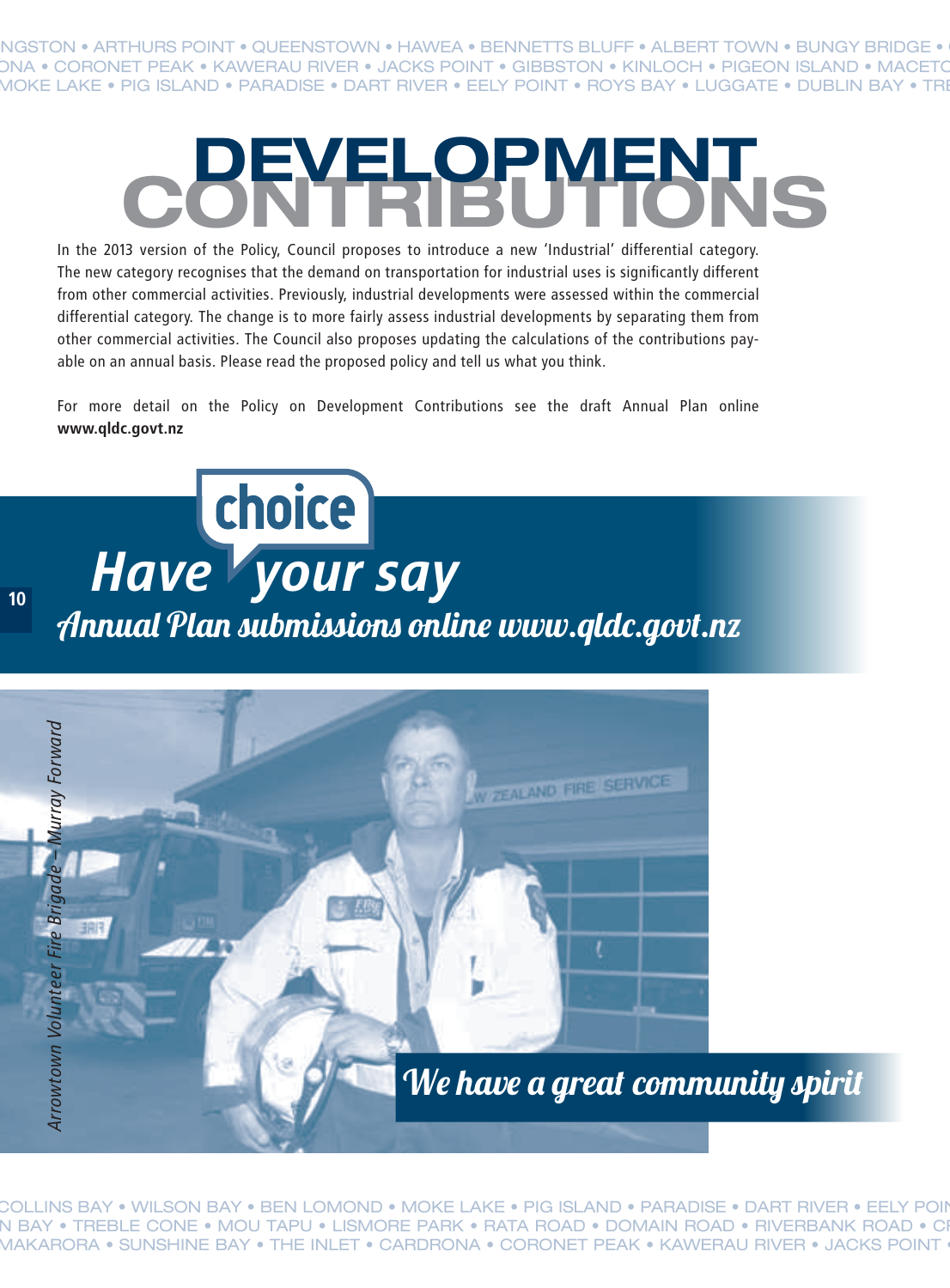# DEVELOPMENT CONTRIBUTIONS

In the 2013 version of the Policy, Council proposes to introduce a new 'Industrial' differential category. The new category recognises that the demand on transportation for industrial uses is significantly different from other commercial activities. Previously, industrial developments were assessed within the commercial differential category. The change is to more fairly assess industrial developments by separating them from other commercial activities. The Council also proposes updating the calculations of the contributions payable on an annual basis. Please read the proposed policy and tell us what you think.

For more detail on the Policy on Development Contributions see the draft Annual Plan online **www.qldc.govt.nz**

**choice**

**Have your say**

*Annual Plan submissions online www.qldc.govt.nz*

*Arrowtown Volunteer Fire Brigade – Murray Forward*

*We have a great community spirit*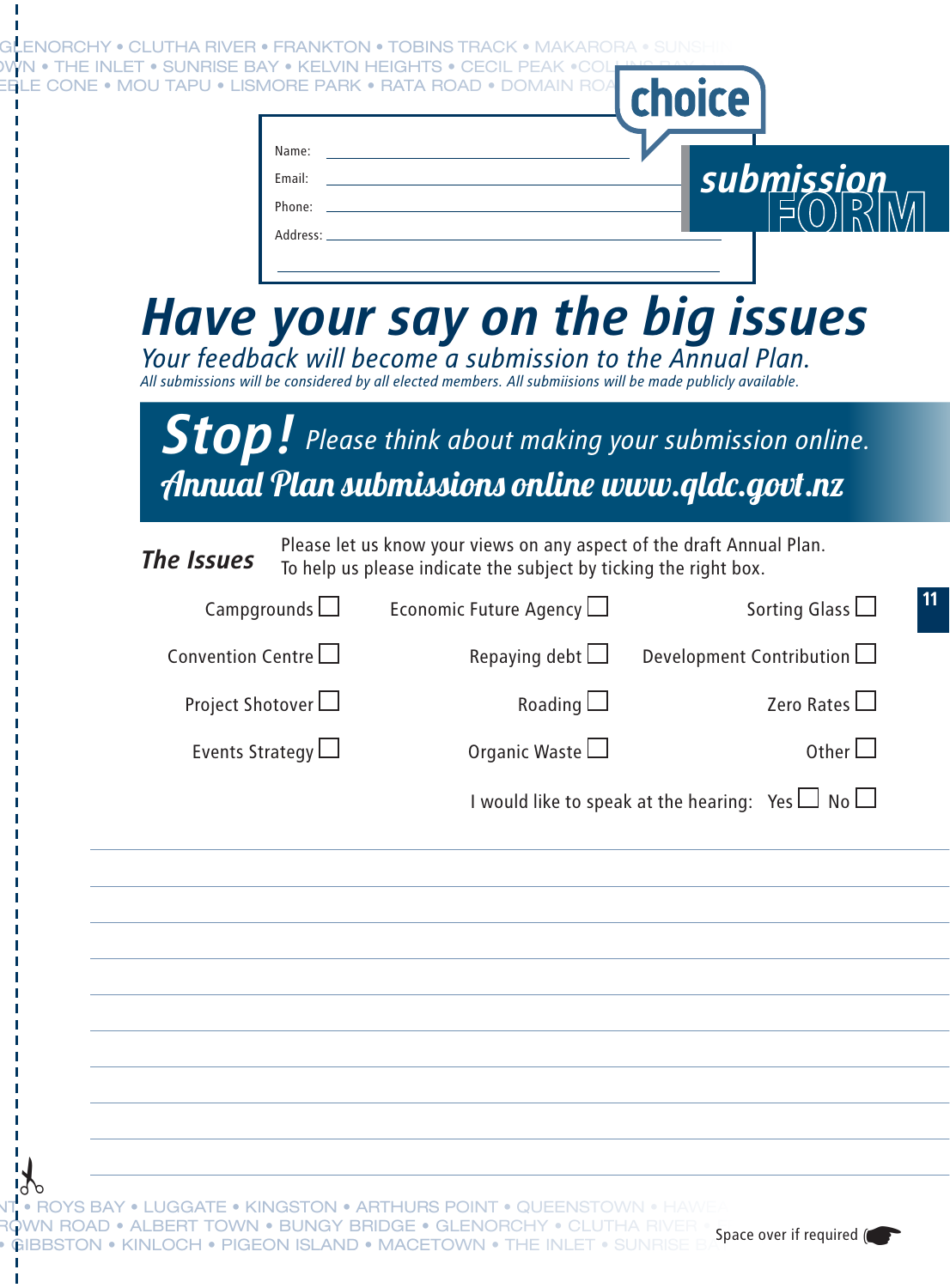GLENORCHY • CLUTHA RIVER • FRANKTON • TOBINS TRACK • MAKARORA • SUNSHI
WN • THE INLET • SUNRISE BAY • KELVIN HEIGHTS • CECIL PEAK • COL
EBLE CONE • MOU TAPU • LISMORE PARK • RATA ROAD • DOMAIN ROA

**choice**

**submission FORM**

Name: ______________________

Email: ______________________

Phone: ______________________

Address: ______________________

______________________

# Have your say on the big issues

*Your feedback will become a submission to the Annual Plan.*

*All submissions will be considered by all elected members. All submiisions will be made publicly available.*

## Stop! *Please think about making your submission online.*

***Annual Plan submissions online www.qldc.govt.nz***

### *The Issues*

Please let us know your views on any aspect of the draft Annual Plan.
To help us please indicate the subject by ticking the right box.

| | | |
|---|---|---|
| Campgrounds ☐ | Economic Future Agency ☐ | Sorting Glass ☐ |
| Convention Centre ☐ | Repaying debt ☐ | Development Contribution ☐ |
| Project Shotover ☐ | Roading ☐ | Zero Rates ☐ |
| Events Strategy ☐ | Organic Waste ☐ | Other ☐ |

I would like to speak at the hearing: Yes ☐ No ☐

______________________

______________________

______________________

______________________

______________________

______________________

______________________

______________________

______________________

NT • ROYS BAY • LUGGATE • KINGSTON • ARTHURS POINT • QUEENSTOWN • HAWEA
ROWN ROAD • ALBERT TOWN • BUNGY BRIDGE • GLENORCHY • CLUTHA RIVER •
• GIBBSTON • KINLOCH • PIGEON ISLAND • MACETOWN • THE INLET • SUNRISE B

Space over if required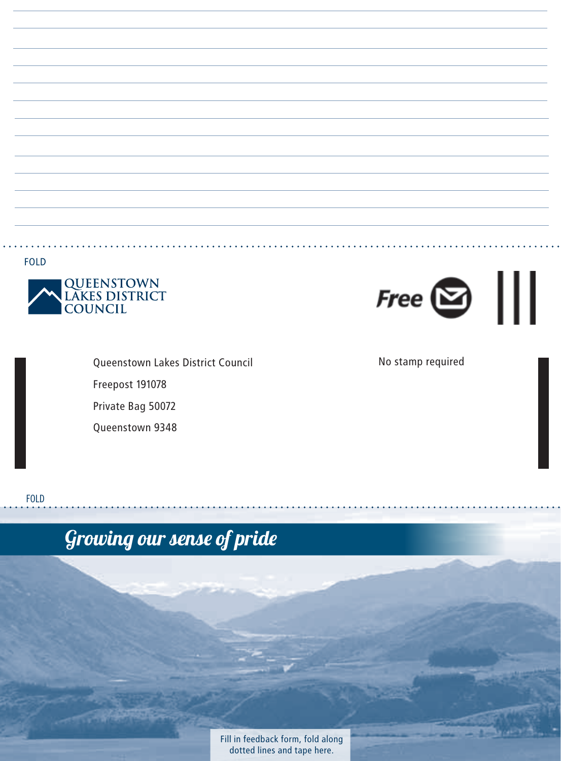FOLD

QUEENSTOWN LAKES DISTRICT COUNCIL

Free

No stamp required

Queenstown Lakes District Council

Freepost 191078

Private Bag 50072

Queenstown 9348

FOLD

## *Growing our sense of pride*

Fill in feedback form, fold along dotted lines and tape here.